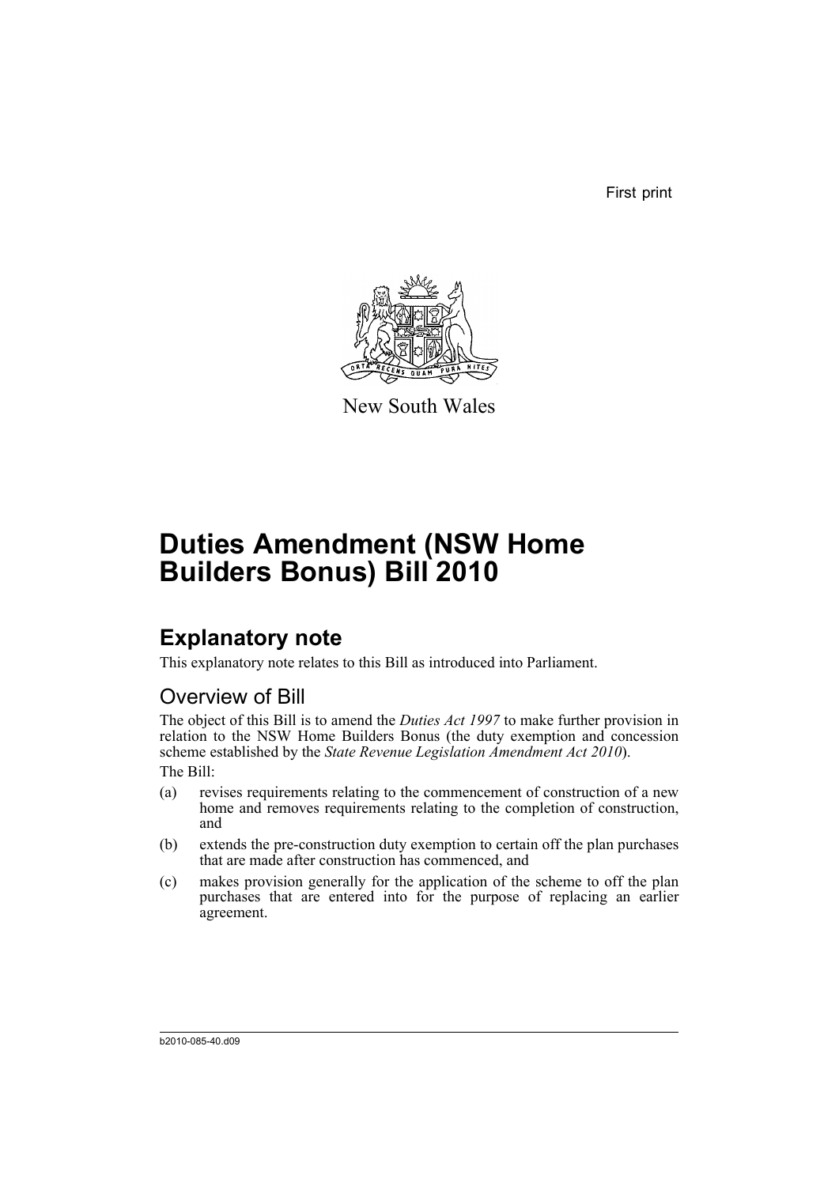First print

New South Wales

# Duties Amendment (NSW Home Builders Bonus) Bill 2010

## Explanatory note

This explanatory note relates to this Bill as introduced into Parliament.

### Overview of Bill

The object of this Bill is to amend the *Duties Act 1997* to make further provision in relation to the NSW Home Builders Bonus (the duty exemption and concession scheme established by the *State Revenue Legislation Amendment Act 2010*).

The Bill:

(a) revises requirements relating to the commencement of construction of a new home and removes requirements relating to the completion of construction, and

(b) extends the pre-construction duty exemption to certain off the plan purchases that are made after construction has commenced, and

(c) makes provision generally for the application of the scheme to off the plan purchases that are entered into for the purpose of replacing an earlier agreement.

b2010-085-40.d09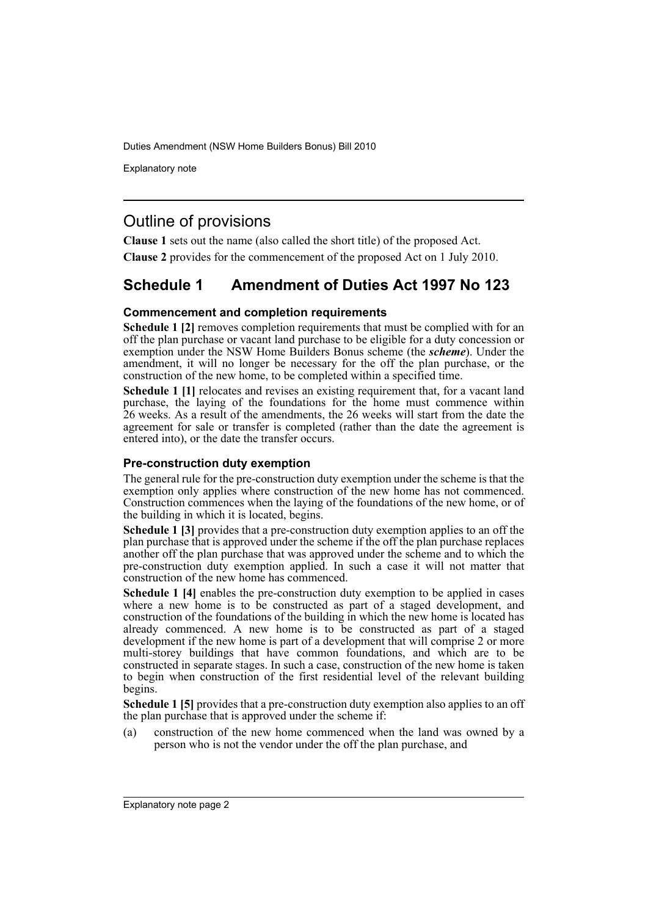## Outline of provisions

**Clause 1** sets out the name (also called the short title) of the proposed Act.

**Clause 2** provides for the commencement of the proposed Act on 1 July 2010.

## Schedule 1 Amendment of Duties Act 1997 No 123

### Commencement and completion requirements

**Schedule 1 [2]** removes completion requirements that must be complied with for an off the plan purchase or vacant land purchase to be eligible for a duty concession or exemption under the NSW Home Builders Bonus scheme (the ***scheme***). Under the amendment, it will no longer be necessary for the off the plan purchase, or the construction of the new home, to be completed within a specified time.

**Schedule 1 [1]** relocates and revises an existing requirement that, for a vacant land purchase, the laying of the foundations for the home must commence within 26 weeks. As a result of the amendments, the 26 weeks will start from the date the agreement for sale or transfer is completed (rather than the date the agreement is entered into), or the date the transfer occurs.

### Pre-construction duty exemption

The general rule for the pre-construction duty exemption under the scheme is that the exemption only applies where construction of the new home has not commenced. Construction commences when the laying of the foundations of the new home, or of the building in which it is located, begins.

**Schedule 1 [3]** provides that a pre-construction duty exemption applies to an off the plan purchase that is approved under the scheme if the off the plan purchase replaces another off the plan purchase that was approved under the scheme and to which the pre-construction duty exemption applied. In such a case it will not matter that construction of the new home has commenced.

**Schedule 1 [4]** enables the pre-construction duty exemption to be applied in cases where a new home is to be constructed as part of a staged development, and construction of the foundations of the building in which the new home is located has already commenced. A new home is to be constructed as part of a staged development if the new home is part of a development that will comprise 2 or more multi-storey buildings that have common foundations, and which are to be constructed in separate stages. In such a case, construction of the new home is taken to begin when construction of the first residential level of the relevant building begins.

**Schedule 1 [5]** provides that a pre-construction duty exemption also applies to an off the plan purchase that is approved under the scheme if:

(a) construction of the new home commenced when the land was owned by a person who is not the vendor under the off the plan purchase, and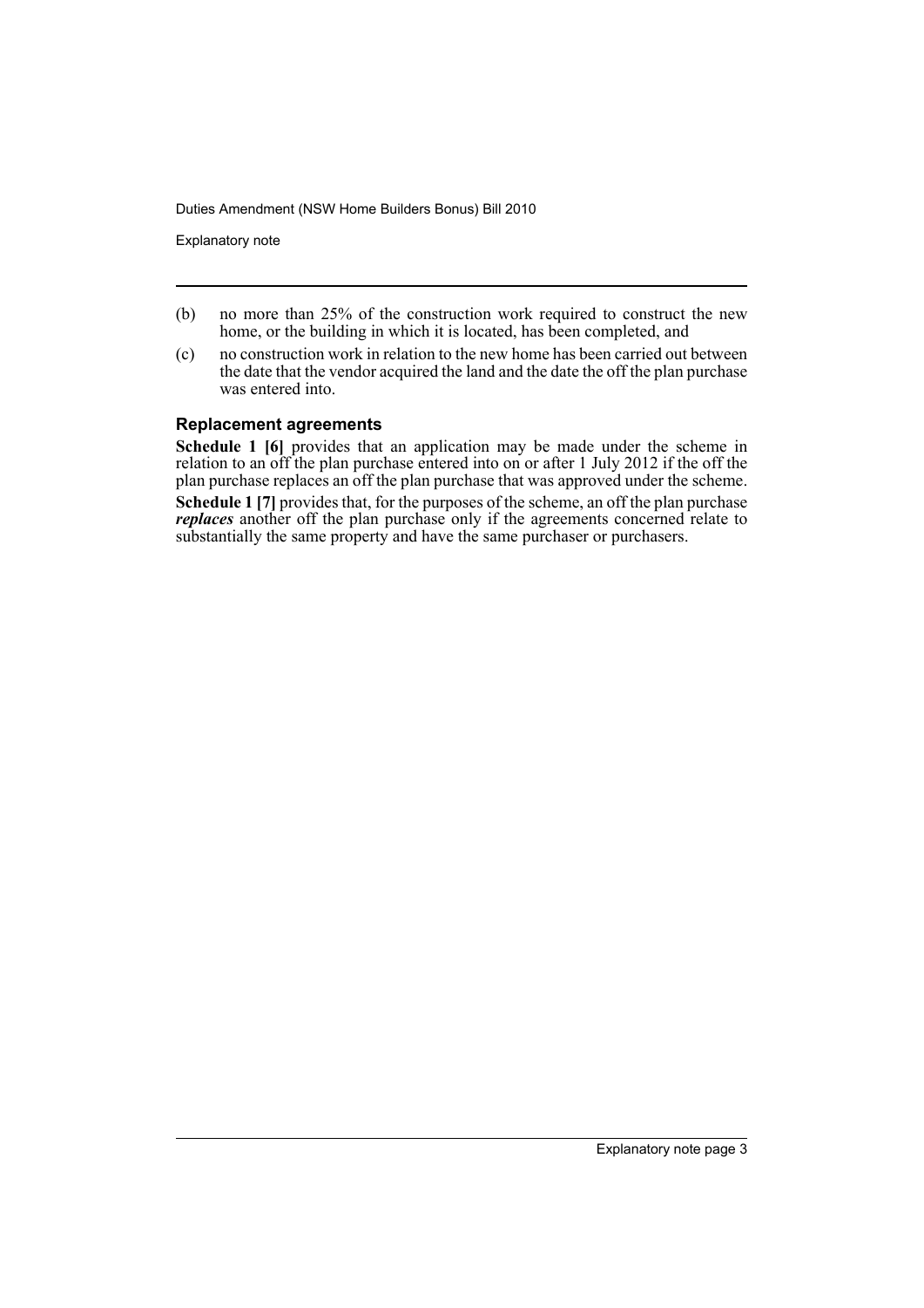(b) no more than 25% of the construction work required to construct the new home, or the building in which it is located, has been completed, and

(c) no construction work in relation to the new home has been carried out between the date that the vendor acquired the land and the date the off the plan purchase was entered into.

### Replacement agreements

**Schedule 1 [6]** provides that an application may be made under the scheme in relation to an off the plan purchase entered into on or after 1 July 2012 if the off the plan purchase replaces an off the plan purchase that was approved under the scheme.

**Schedule 1 [7]** provides that, for the purposes of the scheme, an off the plan purchase ***replaces*** another off the plan purchase only if the agreements concerned relate to substantially the same property and have the same purchaser or purchasers.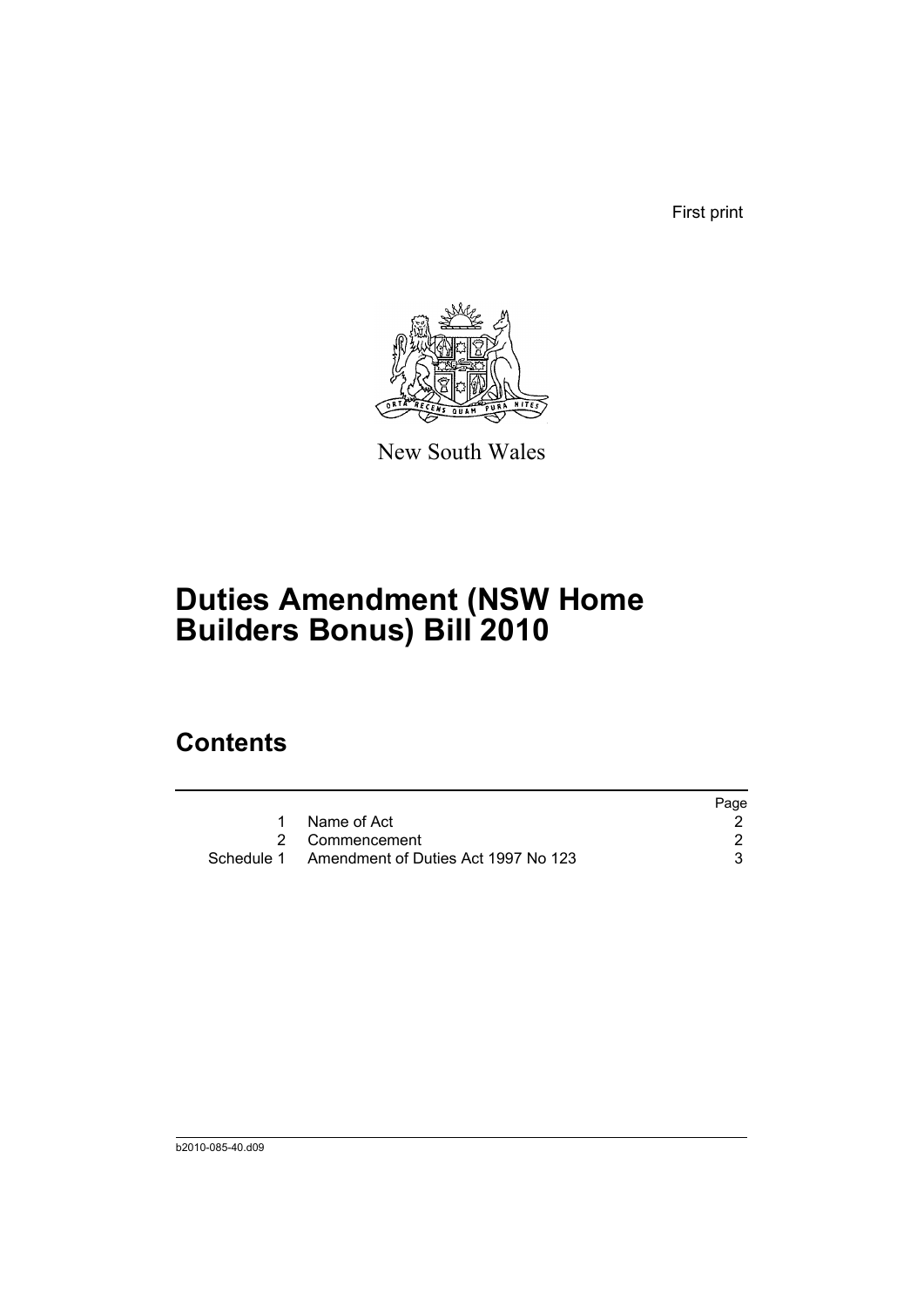First print

New South Wales

# Duties Amendment (NSW Home Builders Bonus) Bill 2010

## Contents

| | | Page |
|---|---|---|
| 1 | Name of Act | 2 |
| 2 | Commencement | 2 |
| Schedule 1 | Amendment of Duties Act 1997 No 123 | 3 |

b2010-085-40.d09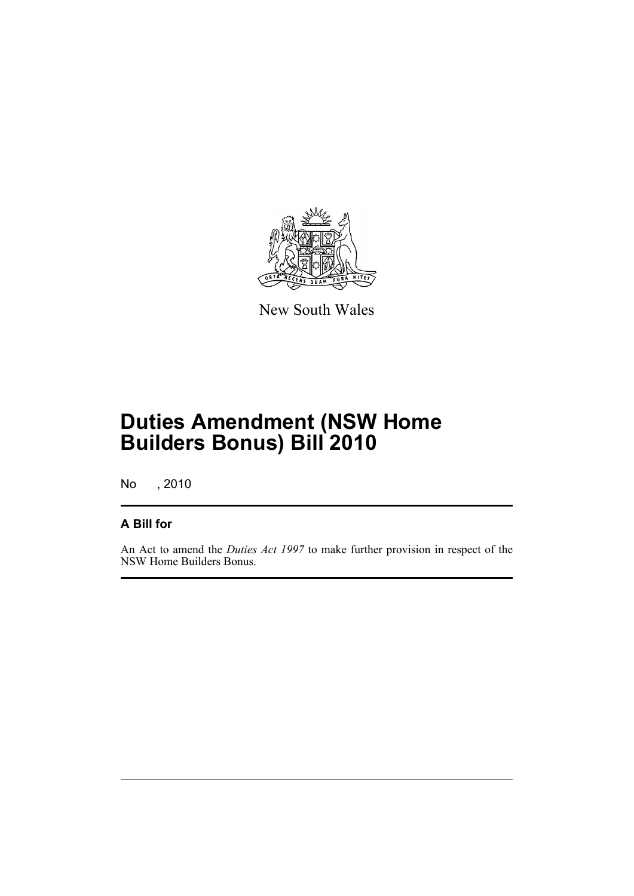New South Wales

# Duties Amendment (NSW Home Builders Bonus) Bill 2010

No , 2010

## A Bill for

An Act to amend the *Duties Act 1997* to make further provision in respect of the NSW Home Builders Bonus.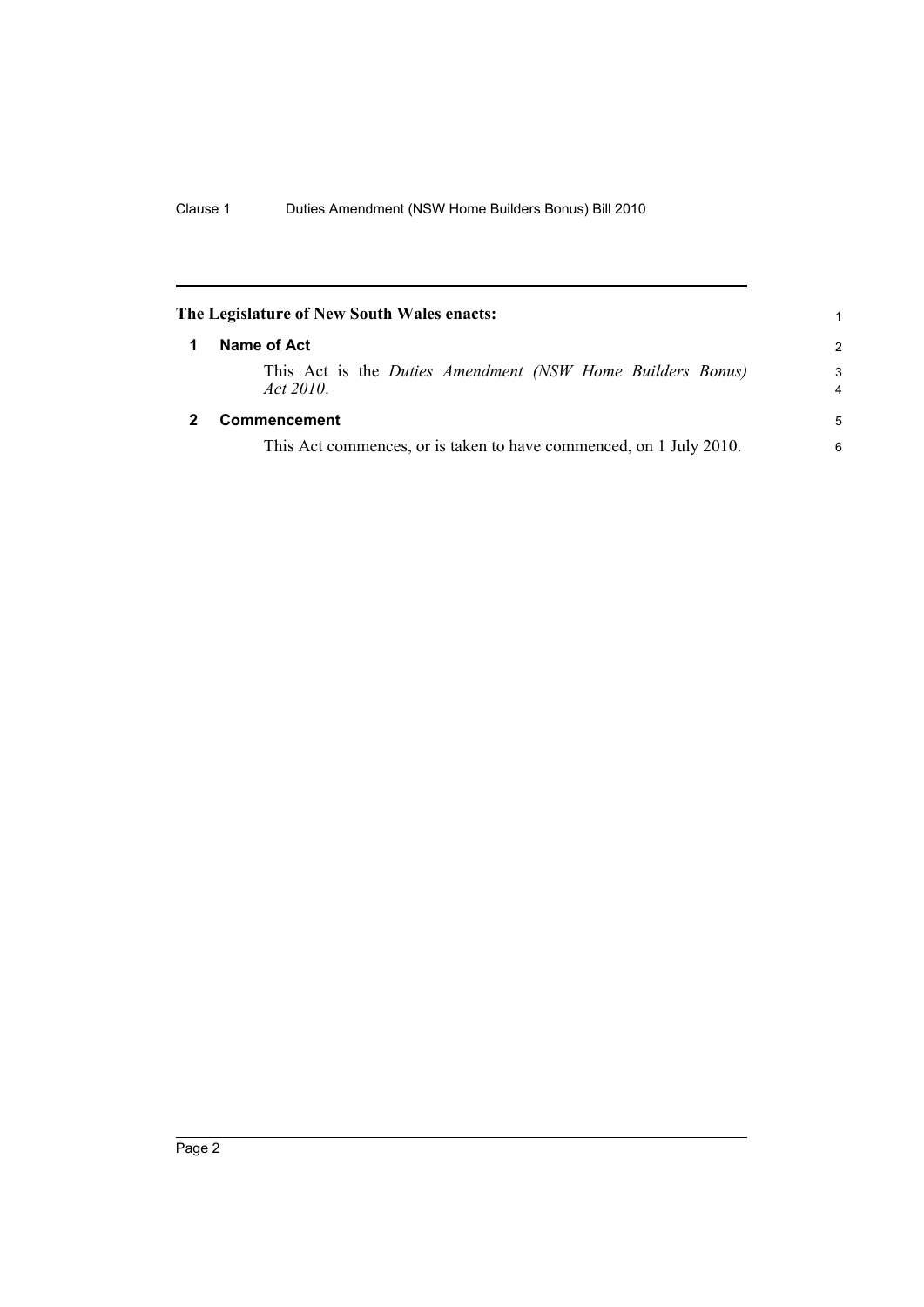**The Legislature of New South Wales enacts:**

## 1 Name of Act

This Act is the *Duties Amendment (NSW Home Builders Bonus) Act 2010*.

## 2 Commencement

This Act commences, or is taken to have commenced, on 1 July 2010.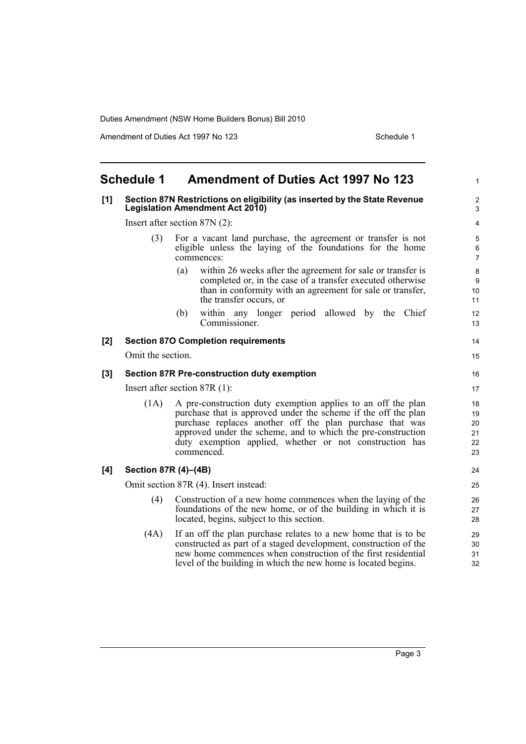## Schedule 1 Amendment of Duties Act 1997 No 123

**[1] Section 87N Restrictions on eligibility (as inserted by the State Revenue Legislation Amendment Act 2010)**

Insert after section 87N (2):

(3) For a vacant land purchase, the agreement or transfer is not eligible unless the laying of the foundations for the home commences:

(a) within 26 weeks after the agreement for sale or transfer is completed or, in the case of a transfer executed otherwise than in conformity with an agreement for sale or transfer, the transfer occurs, or

(b) within any longer period allowed by the Chief Commissioner.

**[2] Section 87O Completion requirements**

Omit the section.

**[3] Section 87R Pre-construction duty exemption**

Insert after section 87R (1):

(1A) A pre-construction duty exemption applies to an off the plan purchase that is approved under the scheme if the off the plan purchase replaces another off the plan purchase that was approved under the scheme, and to which the pre-construction duty exemption applied, whether or not construction has commenced.

**[4] Section 87R (4)–(4B)**

Omit section 87R (4). Insert instead:

(4) Construction of a new home commences when the laying of the foundations of the new home, or of the building in which it is located, begins, subject to this section.

(4A) If an off the plan purchase relates to a new home that is to be constructed as part of a staged development, construction of the new home commences when construction of the first residential level of the building in which the new home is located begins.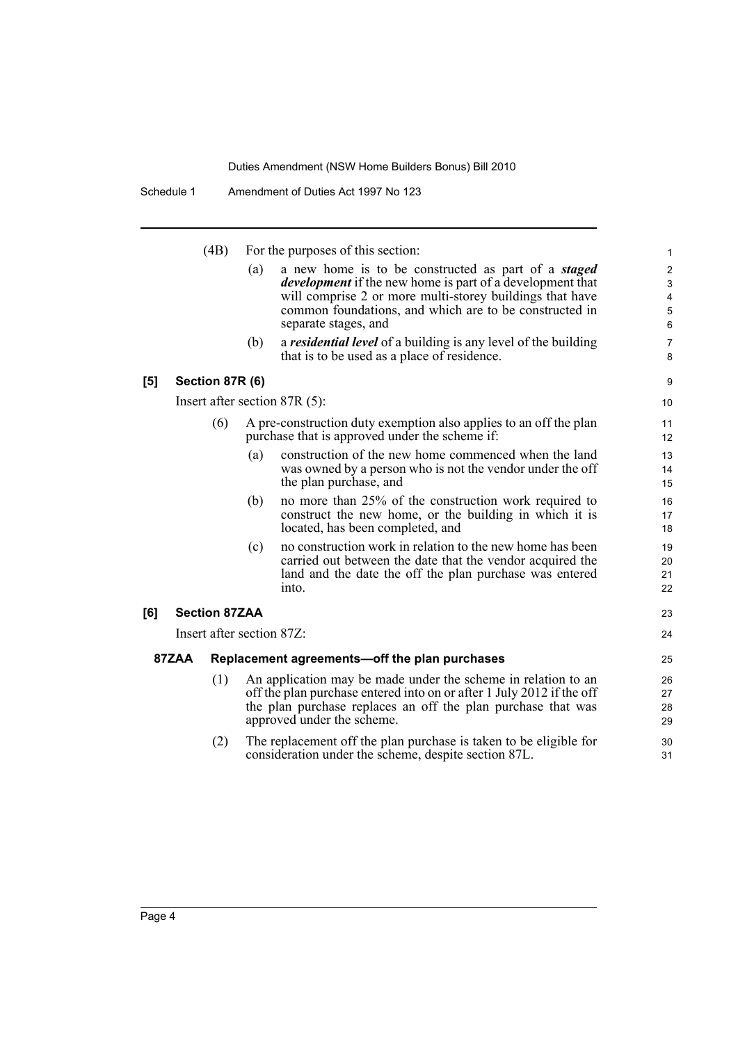(4B) For the purposes of this section:

(a) a new home is to be constructed as part of a ***staged development*** if the new home is part of a development that will comprise 2 or more multi-storey buildings that have common foundations, and which are to be constructed in separate stages, and

(b) a ***residential level*** of a building is any level of the building that is to be used as a place of residence.

**[5] Section 87R (6)**

Insert after section 87R (5):

(6) A pre-construction duty exemption also applies to an off the plan purchase that is approved under the scheme if:

(a) construction of the new home commenced when the land was owned by a person who is not the vendor under the off the plan purchase, and

(b) no more than 25% of the construction work required to construct the new home, or the building in which it is located, has been completed, and

(c) no construction work in relation to the new home has been carried out between the date that the vendor acquired the land and the date the off the plan purchase was entered into.

**[6] Section 87ZAA**

Insert after section 87Z:

**87ZAA Replacement agreements—off the plan purchases**

(1) An application may be made under the scheme in relation to an off the plan purchase entered into on or after 1 July 2012 if the off the plan purchase replaces an off the plan purchase that was approved under the scheme.

(2) The replacement off the plan purchase is taken to be eligible for consideration under the scheme, despite section 87L.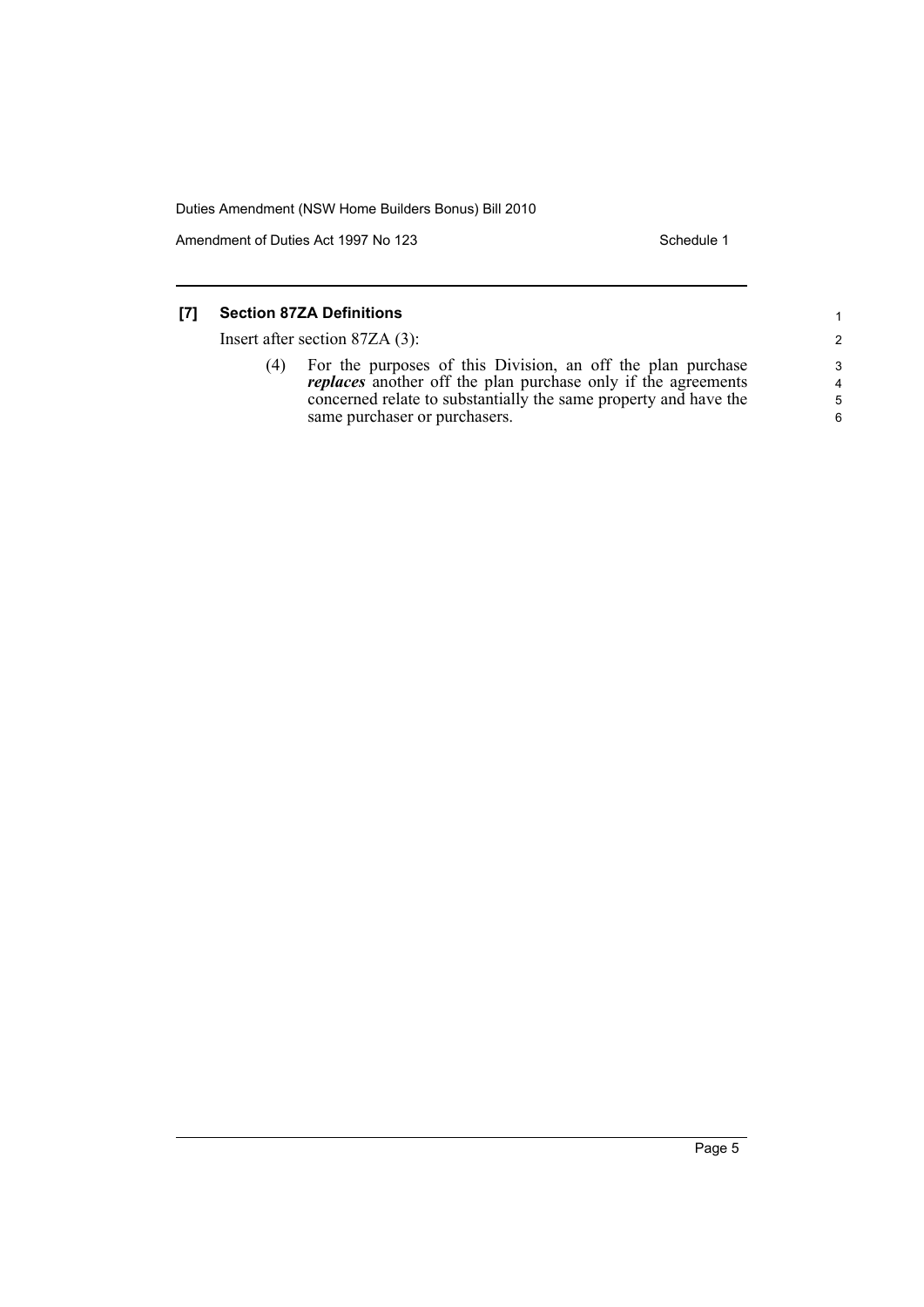### [7] Section 87ZA Definitions

Insert after section 87ZA (3):

(4) For the purposes of this Division, an off the plan purchase ***replaces*** another off the plan purchase only if the agreements concerned relate to substantially the same property and have the same purchaser or purchasers.